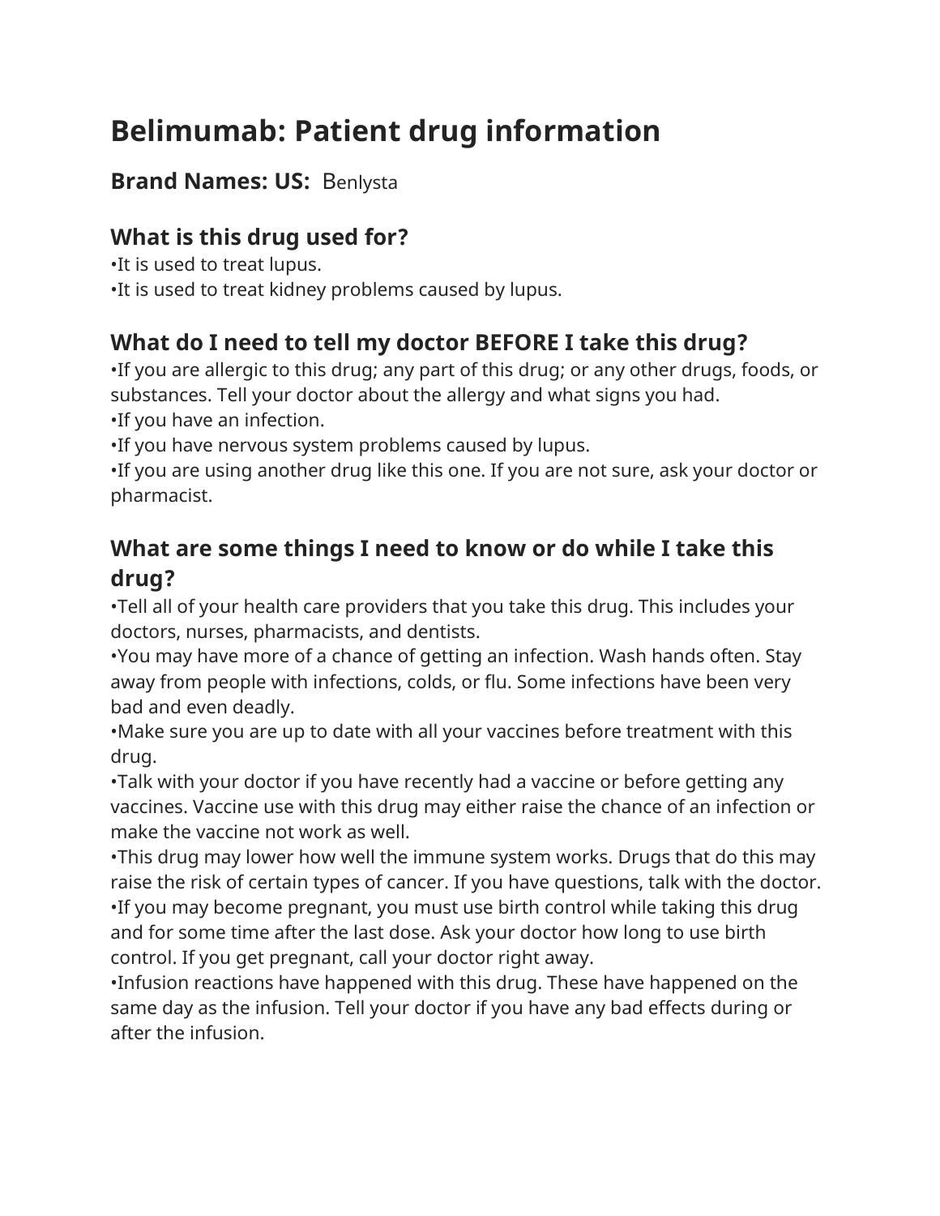# Belimumab: Patient drug information

## Brand Names: US: Benlysta

## What is this drug used for?

•It is used to treat lupus.
•It is used to treat kidney problems caused by lupus.

## What do I need to tell my doctor BEFORE I take this drug?

•If you are allergic to this drug; any part of this drug; or any other drugs, foods, or substances. Tell your doctor about the allergy and what signs you had.
•If you have an infection.
•If you have nervous system problems caused by lupus.
•If you are using another drug like this one. If you are not sure, ask your doctor or pharmacist.

## What are some things I need to know or do while I take this drug?

•Tell all of your health care providers that you take this drug. This includes your doctors, nurses, pharmacists, and dentists.
•You may have more of a chance of getting an infection. Wash hands often. Stay away from people with infections, colds, or flu. Some infections have been very bad and even deadly.
•Make sure you are up to date with all your vaccines before treatment with this drug.
•Talk with your doctor if you have recently had a vaccine or before getting any vaccines. Vaccine use with this drug may either raise the chance of an infection or make the vaccine not work as well.
•This drug may lower how well the immune system works. Drugs that do this may raise the risk of certain types of cancer. If you have questions, talk with the doctor.
•If you may become pregnant, you must use birth control while taking this drug and for some time after the last dose. Ask your doctor how long to use birth control. If you get pregnant, call your doctor right away.
•Infusion reactions have happened with this drug. These have happened on the same day as the infusion. Tell your doctor if you have any bad effects during or after the infusion.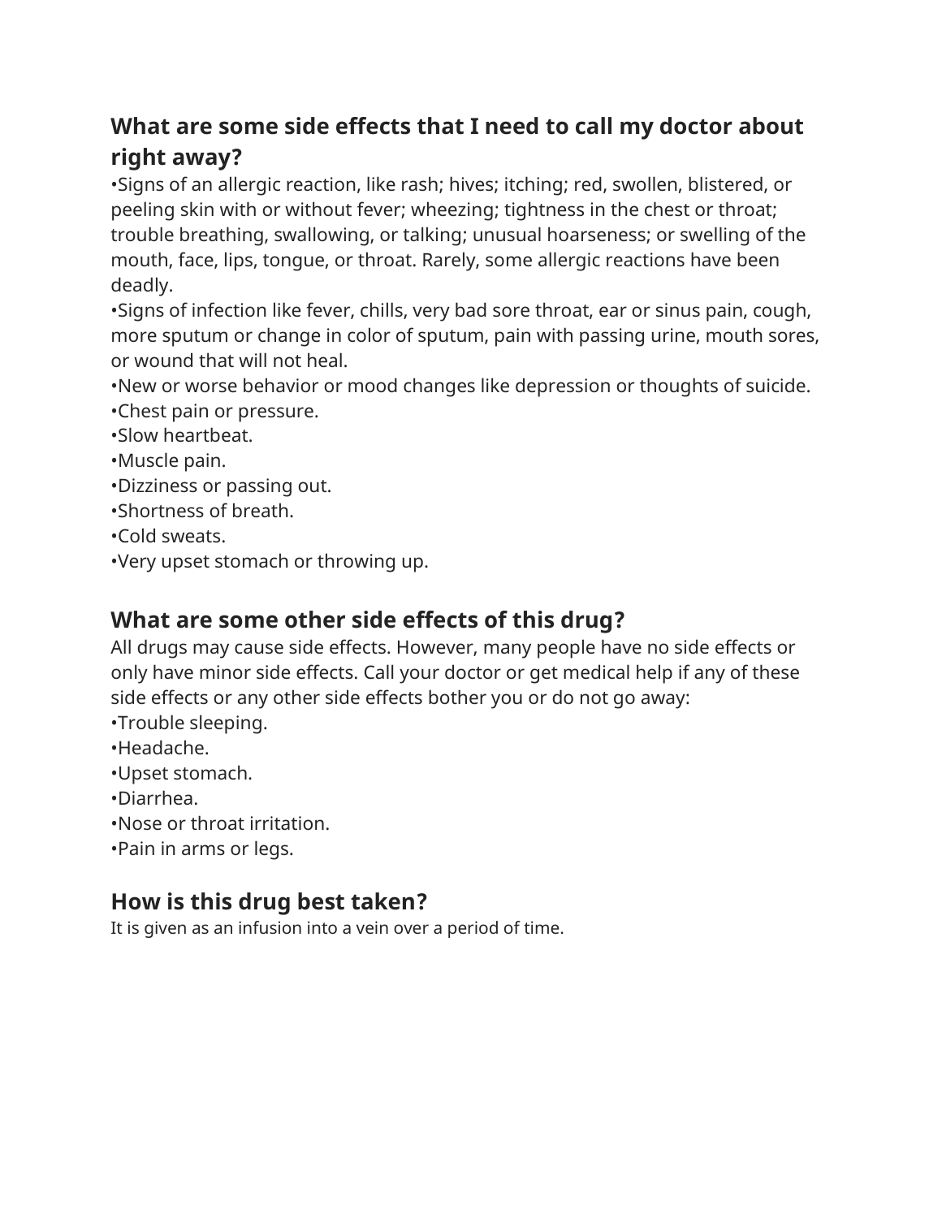## What are some side effects that I need to call my doctor about right away?

•Signs of an allergic reaction, like rash; hives; itching; red, swollen, blistered, or peeling skin with or without fever; wheezing; tightness in the chest or throat; trouble breathing, swallowing, or talking; unusual hoarseness; or swelling of the mouth, face, lips, tongue, or throat. Rarely, some allergic reactions have been deadly.
•Signs of infection like fever, chills, very bad sore throat, ear or sinus pain, cough, more sputum or change in color of sputum, pain with passing urine, mouth sores, or wound that will not heal.
•New or worse behavior or mood changes like depression or thoughts of suicide.
•Chest pain or pressure.
•Slow heartbeat.
•Muscle pain.
•Dizziness or passing out.
•Shortness of breath.
•Cold sweats.
•Very upset stomach or throwing up.

## What are some other side effects of this drug?

All drugs may cause side effects. However, many people have no side effects or only have minor side effects. Call your doctor or get medical help if any of these side effects or any other side effects bother you or do not go away:
•Trouble sleeping.
•Headache.
•Upset stomach.
•Diarrhea.
•Nose or throat irritation.
•Pain in arms or legs.

## How is this drug best taken?

It is given as an infusion into a vein over a period of time.